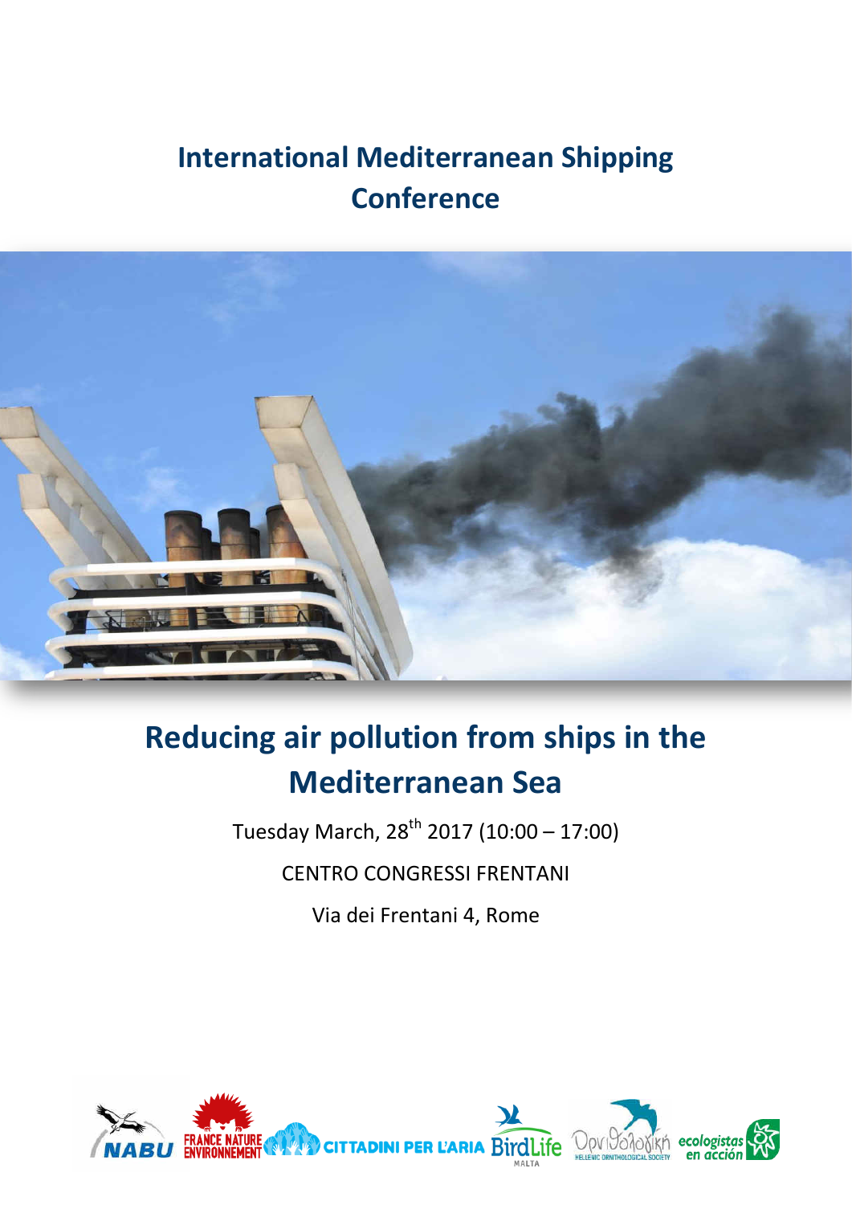# International Mediterranean Shipping Conference

## Reducing air pollution from ships in the Mediterranean Sea

Tuesday March, 28th 2017 (10:00 – 17:00)

CENTRO CONGRESSI FRENTANI

Via dei Frentani 4, Rome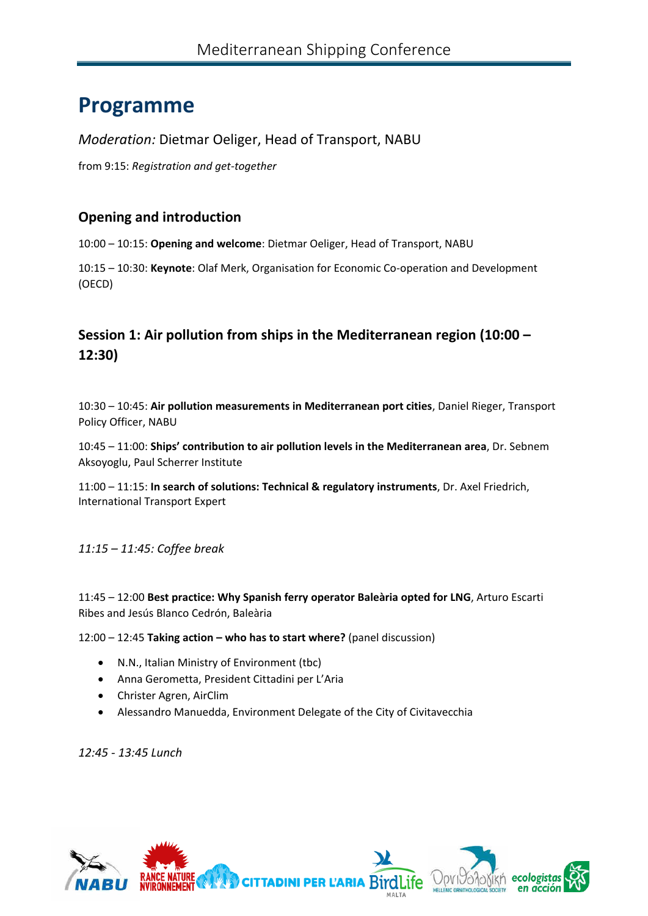# Programme

*Moderation:* Dietmar Oeliger, Head of Transport, NABU

from 9:15: *Registration and get-together*

## Opening and introduction

10:00 – 10:15: **Opening and welcome**: Dietmar Oeliger, Head of Transport, NABU

10:15 – 10:30: **Keynote**: Olaf Merk, Organisation for Economic Co-operation and Development (OECD)

## Session 1: Air pollution from ships in the Mediterranean region (10:00 – 12:30)

10:30 – 10:45: **Air pollution measurements in Mediterranean port cities**, Daniel Rieger, Transport Policy Officer, NABU

10:45 – 11:00: **Ships' contribution to air pollution levels in the Mediterranean area**, Dr. Sebnem Aksoyoglu, Paul Scherrer Institute

11:00 – 11:15: **In search of solutions: Technical & regulatory instruments**, Dr. Axel Friedrich, International Transport Expert

*11:15 – 11:45: Coffee break*

11:45 – 12:00 **Best practice: Why Spanish ferry operator Baleària opted for LNG**, Arturo Escarti Ribes and Jesús Blanco Cedrón, Balearia

12:00 – 12:45 **Taking action – who has to start where?** (panel discussion)

- N.N., Italian Ministry of Environment (tbc)
- Anna Gerometta, President Cittadini per L'Aria
- Christer Agren, AirClim
- Alessandro Manuedda, Environment Delegate of the City of Civitavecchia

*12:45 - 13:45 Lunch*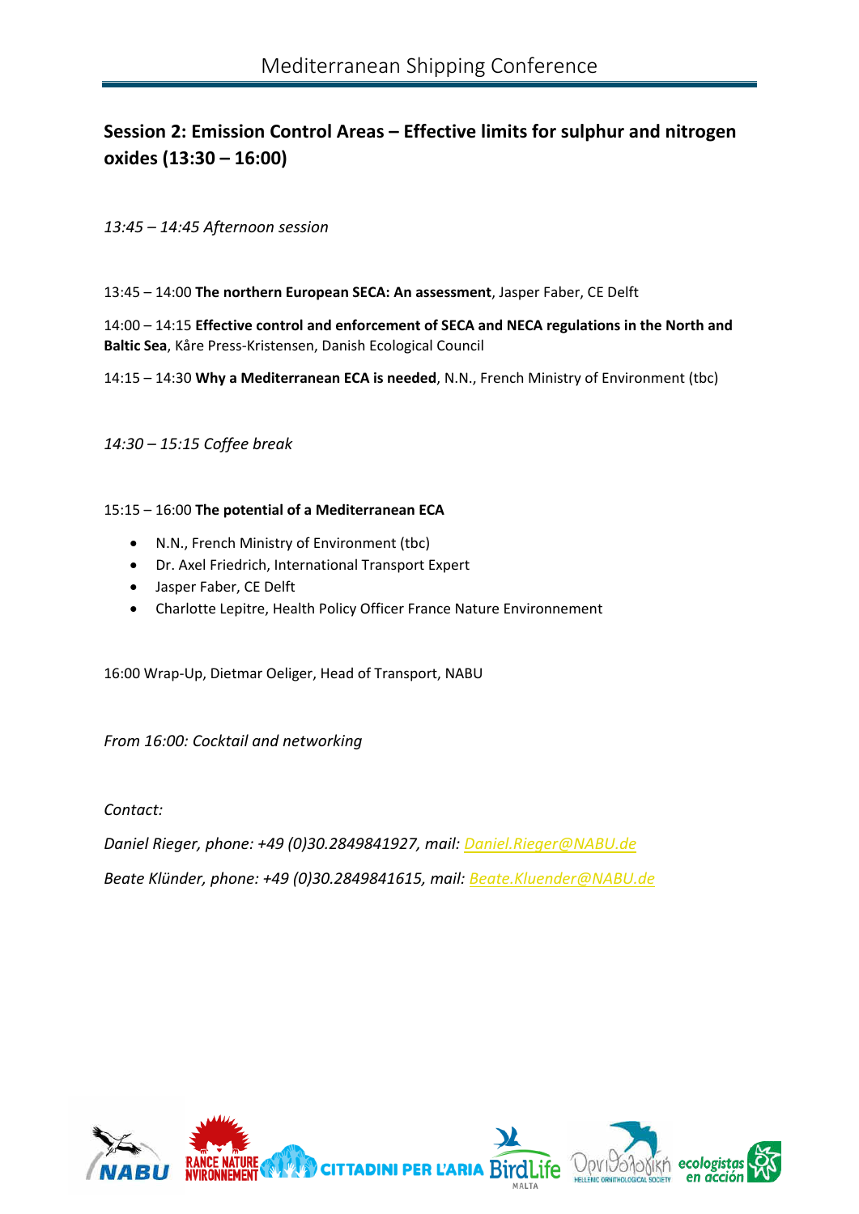## Session 2: Emission Control Areas – Effective limits for sulphur and nitrogen oxides (13:30 – 16:00)

*13:45 – 14:45 Afternoon session*

13:45 – 14:00 **The northern European SECA: An assessment**, Jasper Faber, CE Delft

14:00 – 14:15 **Effective control and enforcement of SECA and NECA regulations in the North and Baltic Sea**, Kåre Press-Kristensen, Danish Ecological Council

14:15 – 14:30 **Why a Mediterranean ECA is needed**, N.N., French Ministry of Environment (tbc)

*14:30 – 15:15 Coffee break*

15:15 – 16:00 **The potential of a Mediterranean ECA**

- N.N., French Ministry of Environment (tbc)
- Dr. Axel Friedrich, International Transport Expert
- Jasper Faber, CE Delft
- Charlotte Lepitre, Health Policy Officer France Nature Environnement

16:00 Wrap-Up, Dietmar Oeliger, Head of Transport, NABU

*From 16:00: Cocktail and networking*

*Contact:*

*Daniel Rieger, phone: +49 (0)30.2849841927, mail: Daniel.Rieger@NABU.de*

*Beate Klünder, phone: +49 (0)30.2849841615, mail: Beate.Kluender@NABU.de*

NABU RANCE NATURE ENVIRONNEMENT CITTADINI PER L'ARIA BirdLife MALTA Ορνιθολογική HELLENIC ORNITHOLOGICAL SOCIETY ecologistas en acción